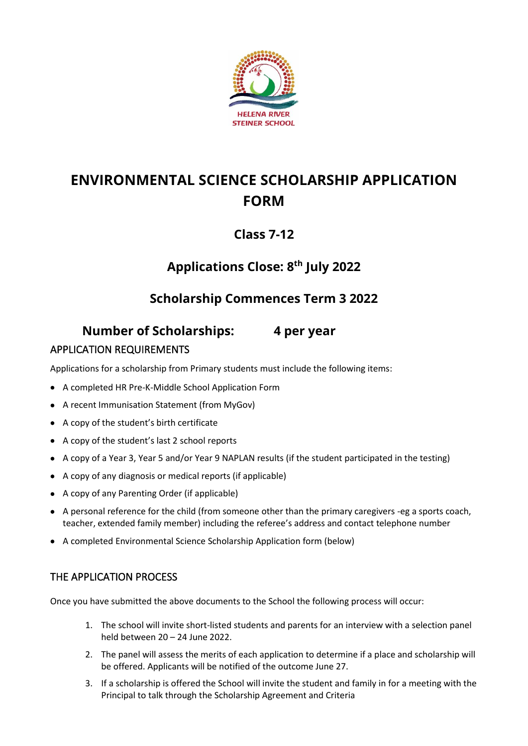HELENA RIVER STEINER SCHOOL

# ENVIRONMENTAL SCIENCE SCHOLARSHIP APPLICATION FORM

## Class 7-12

## Applications Close: 8th July 2022

## Scholarship Commences Term 3 2022

## Number of Scholarships: 4 per year

### APPLICATION REQUIREMENTS

Applications for a scholarship from Primary students must include the following items:

- A completed HR Pre-K-Middle School Application Form
- A recent Immunisation Statement (from MyGov)
- A copy of the student's birth certificate
- A copy of the student's last 2 school reports
- A copy of a Year 3, Year 5 and/or Year 9 NAPLAN results (if the student participated in the testing)
- A copy of any diagnosis or medical reports (if applicable)
- A copy of any Parenting Order (if applicable)
- A personal reference for the child (from someone other than the primary caregivers -eg a sports coach, teacher, extended family member) including the referee's address and contact telephone number
- A completed Environmental Science Scholarship Application form (below)

### THE APPLICATION PROCESS

Once you have submitted the above documents to the School the following process will occur:

1. The school will invite short-listed students and parents for an interview with a selection panel held between 20 – 24 June 2022.
2. The panel will assess the merits of each application to determine if a place and scholarship will be offered. Applicants will be notified of the outcome June 27.
3. If a scholarship is offered the School will invite the student and family in for a meeting with the Principal to talk through the Scholarship Agreement and Criteria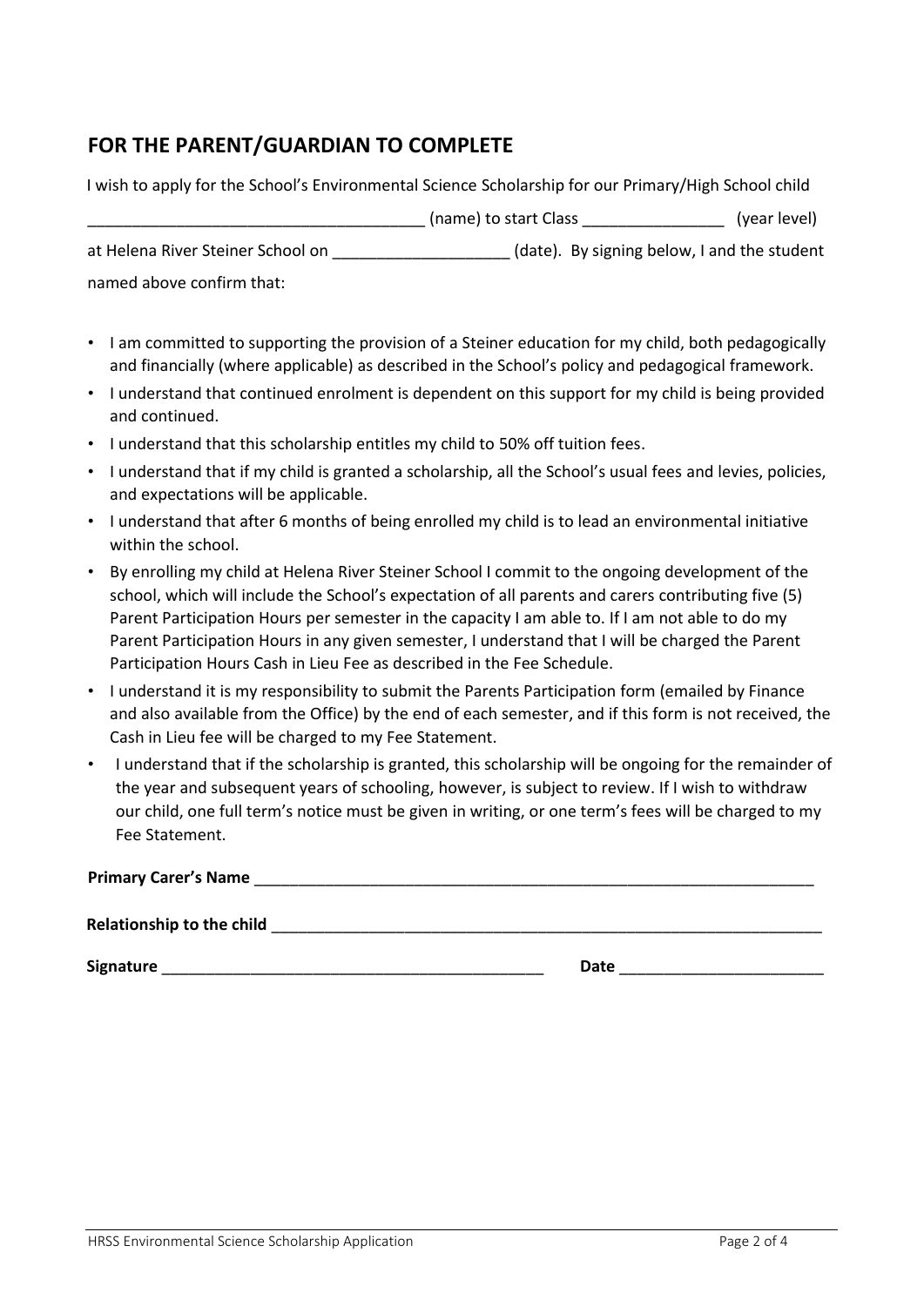## FOR THE PARENT/GUARDIAN TO COMPLETE

I wish to apply for the School's Environmental Science Scholarship for our Primary/High School child _____________________________________ (name) to start Class ________________ (year level) at Helena River Steiner School on ____________________ (date). By signing below, I and the student named above confirm that:

- I am committed to supporting the provision of a Steiner education for my child, both pedagogically and financially (where applicable) as described in the School's policy and pedagogical framework.
- I understand that continued enrolment is dependent on this support for my child is being provided and continued.
- I understand that this scholarship entitles my child to 50% off tuition fees.
- I understand that if my child is granted a scholarship, all the School's usual fees and levies, policies, and expectations will be applicable.
- I understand that after 6 months of being enrolled my child is to lead an environmental initiative within the school.
- By enrolling my child at Helena River Steiner School I commit to the ongoing development of the school, which will include the School's expectation of all parents and carers contributing five (5) Parent Participation Hours per semester in the capacity I am able to. If I am not able to do my Parent Participation Hours in any given semester, I understand that I will be charged the Parent Participation Hours Cash in Lieu Fee as described in the Fee Schedule.
- I understand it is my responsibility to submit the Parents Participation form (emailed by Finance and also available from the Office) by the end of each semester, and if this form is not received, the Cash in Lieu fee will be charged to my Fee Statement.
- I understand that if the scholarship is granted, this scholarship will be ongoing for the remainder of the year and subsequent years of schooling, however, is subject to review. If I wish to withdraw our child, one full term's notice must be given in writing, or one term's fees will be charged to my Fee Statement.

**Primary Carer's Name** _________________________________________________________________

**Relationship to the child** _________________________________________________________________

**Signature** ____________________________________________ **Date** _______________________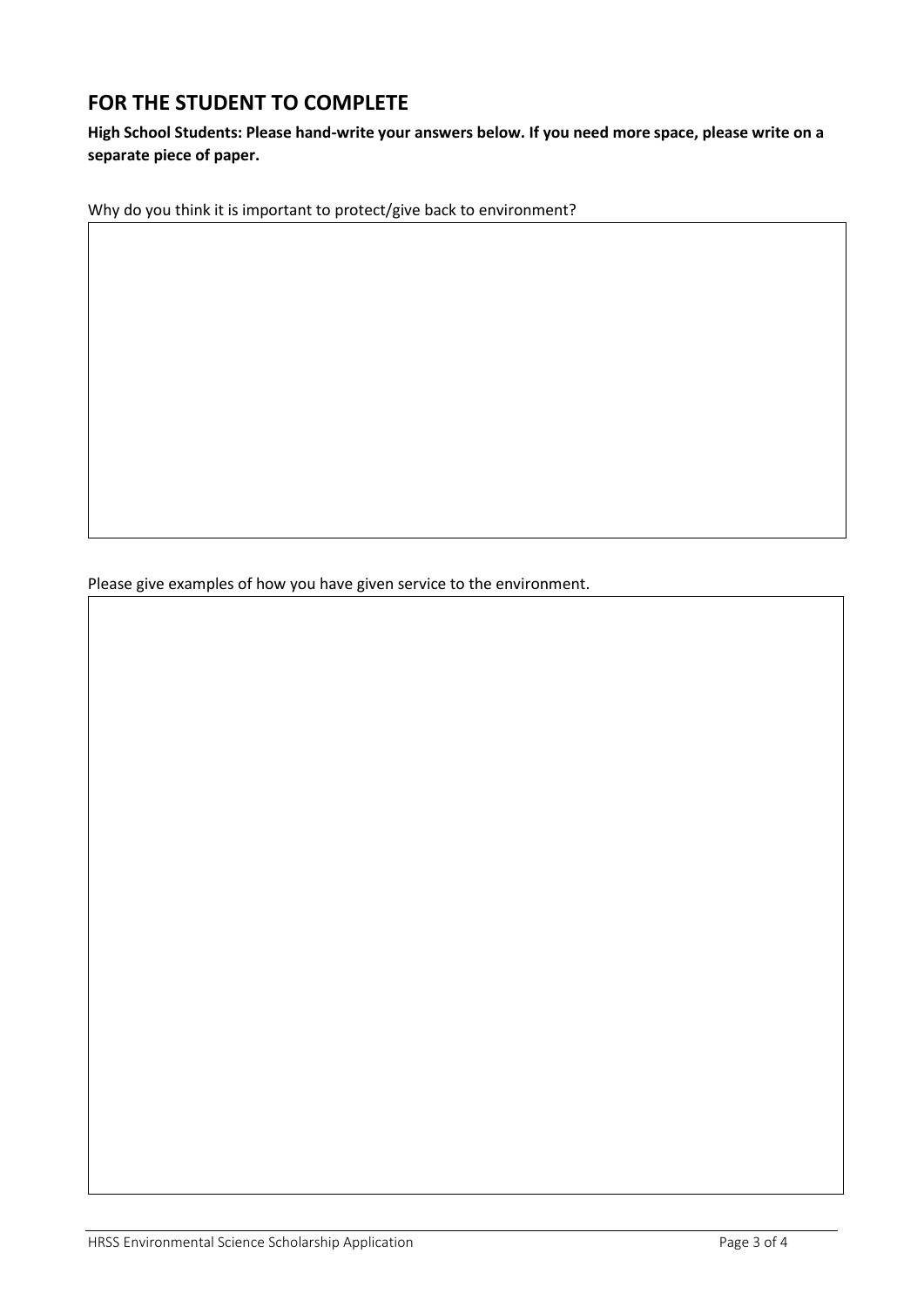## FOR THE STUDENT TO COMPLETE

**High School Students: Please hand-write your answers below. If you need more space, please write on a separate piece of paper.**

Why do you think it is important to protect/give back to environment?

Please give examples of how you have given service to the environment.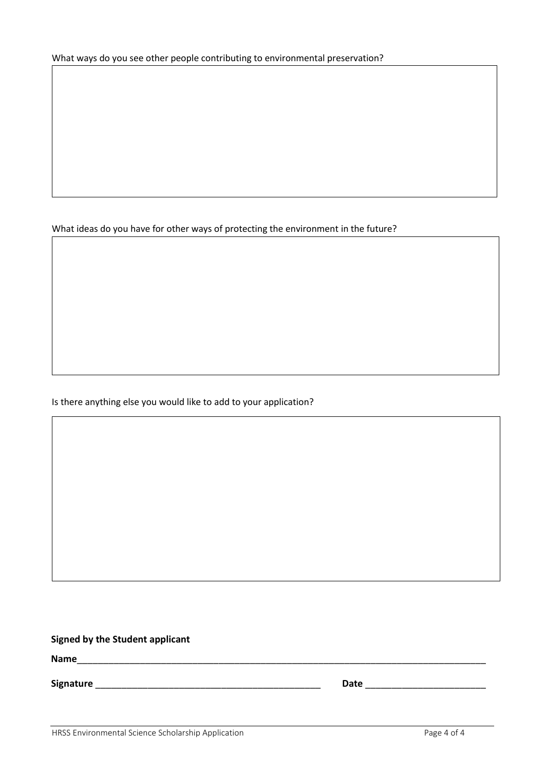What ways do you see other people contributing to environmental preservation?

What ideas do you have for other ways of protecting the environment in the future?

Is there anything else you would like to add to your application?

**Signed by the Student applicant**

**Name**\_\_\_\_\_\_\_\_\_\_\_\_\_\_\_\_\_\_\_\_\_\_\_\_\_\_\_\_\_\_\_\_\_\_\_\_\_\_\_\_\_\_\_\_\_\_\_\_\_\_\_\_\_\_\_\_\_\_\_\_\_\_\_\_\_\_\_\_\_\_\_\_\_\_\_\_\_\_\_\_

**Signature** \_\_\_\_\_\_\_\_\_\_\_\_\_\_\_\_\_\_\_\_\_\_\_\_\_\_\_\_\_\_\_\_\_\_\_\_\_\_\_\_\_\_\_\_ **Date** \_\_\_\_\_\_\_\_\_\_\_\_\_\_\_\_\_\_\_\_\_\_\_\_